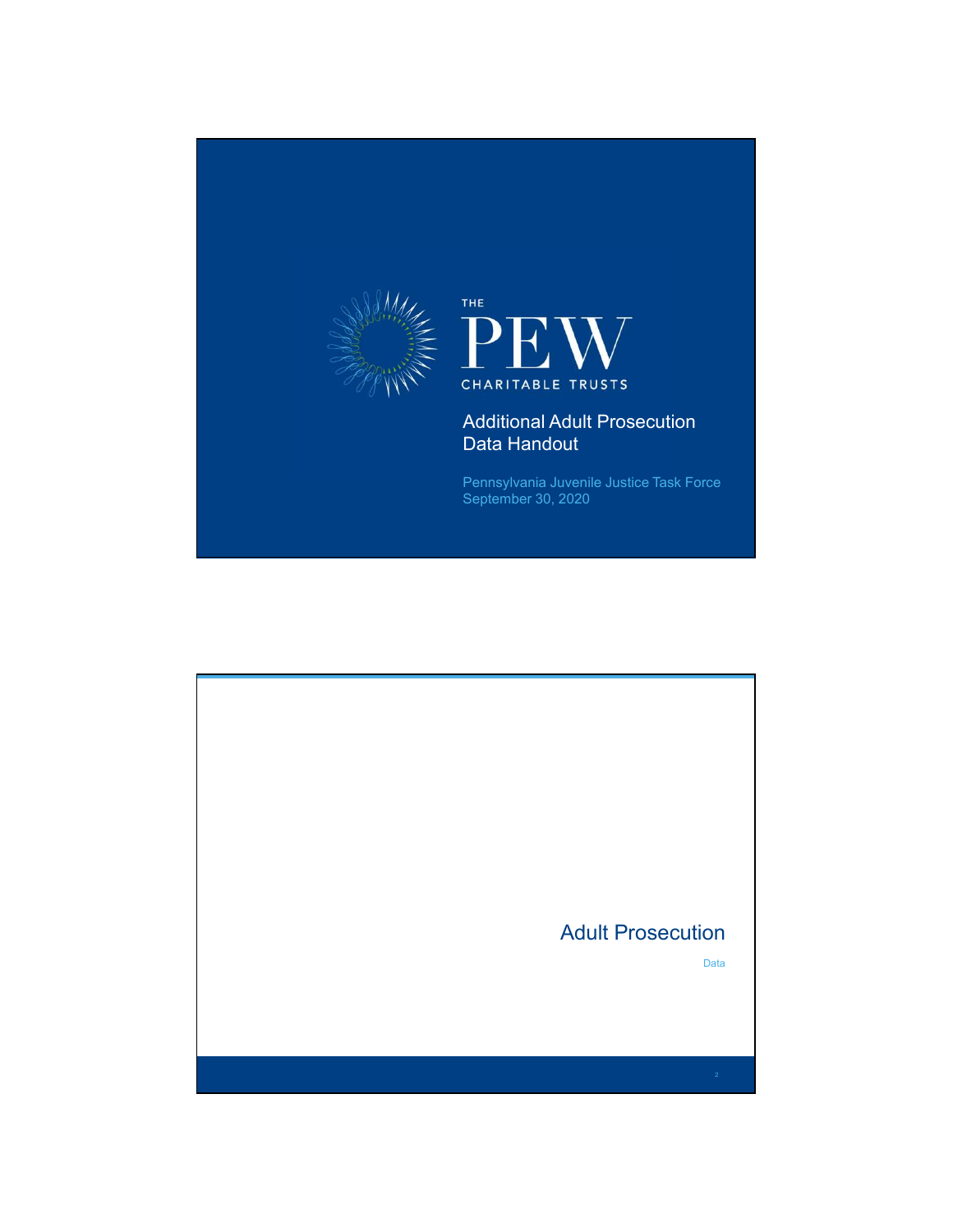THE PEW CHARITABLE TRUSTS

# Additional Adult Prosecution Data Handout

Pennsylvania Juvenile Justice Task Force
September 30, 2020

## Adult Prosecution

Data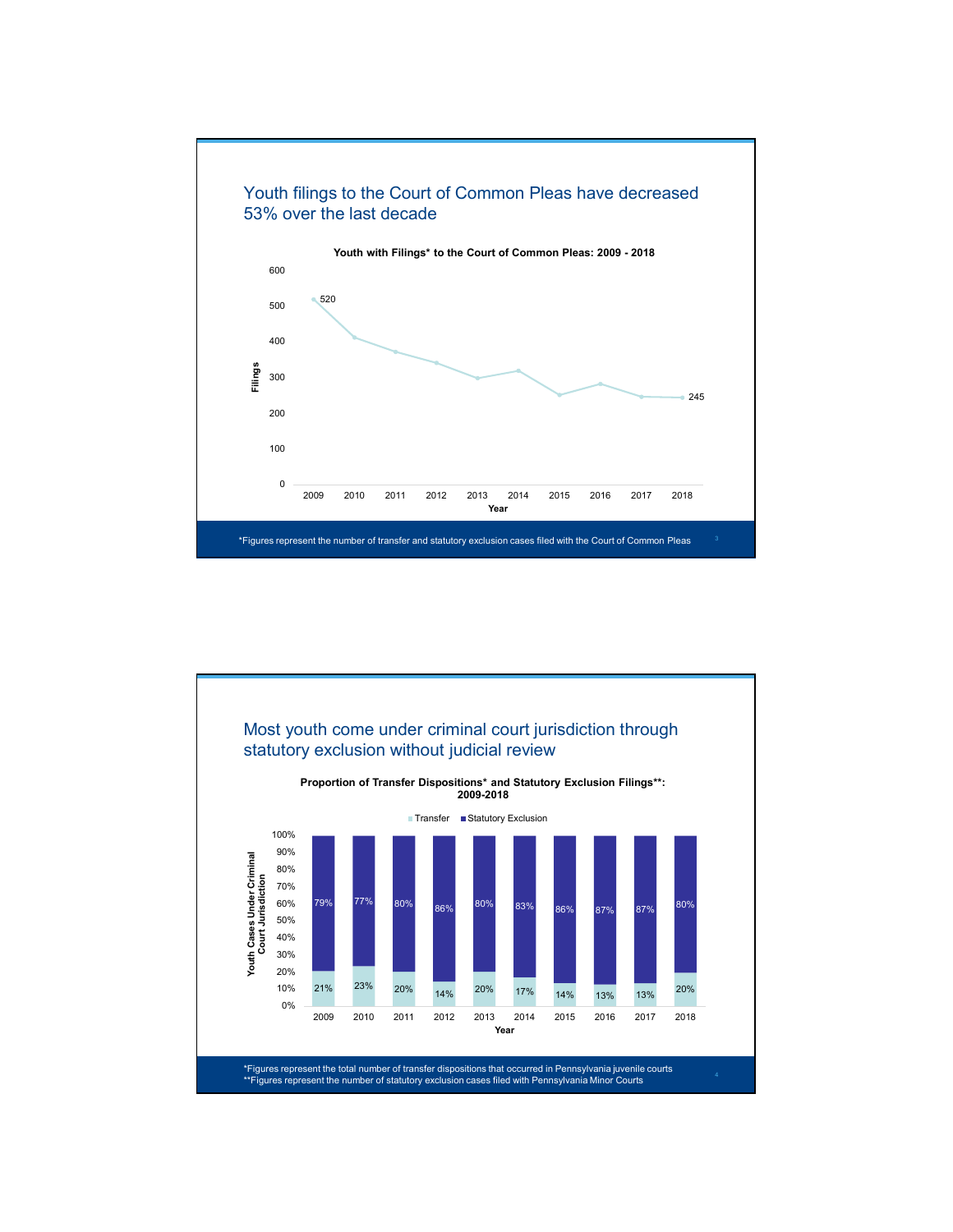## Youth filings to the Court of Common Pleas have decreased 53% over the last decade

**Youth with Filings* to the Court of Common Pleas: 2009 - 2018**

| Year | Filings |
|---|---|
| 2009 | 520 |
| 2018 | 245 |

*Figures represent the number of transfer and statutory exclusion cases filed with the Court of Common Pleas

## Most youth come under criminal court jurisdiction through statutory exclusion without judicial review

**Proportion of Transfer Dispositions* and Statutory Exclusion Filings**: 2009-2018**

| Year | Transfer | Statutory Exclusion |
|---|---|---|
| 2009 | 21% | 79% |
| 2010 | 23% | 77% |
| 2011 | 20% | 80% |
| 2012 | 14% | 86% |
| 2013 | 20% | 80% |
| 2014 | 17% | 83% |
| 2015 | 14% | 86% |
| 2016 | 13% | 87% |
| 2017 | 13% | 87% |
| 2018 | 20% | 80% |

*Figures represent the total number of transfer dispositions that occurred in Pennsylvania juvenile courts
**Figures represent the number of statutory exclusion cases filed with Pennsylvania Minor Courts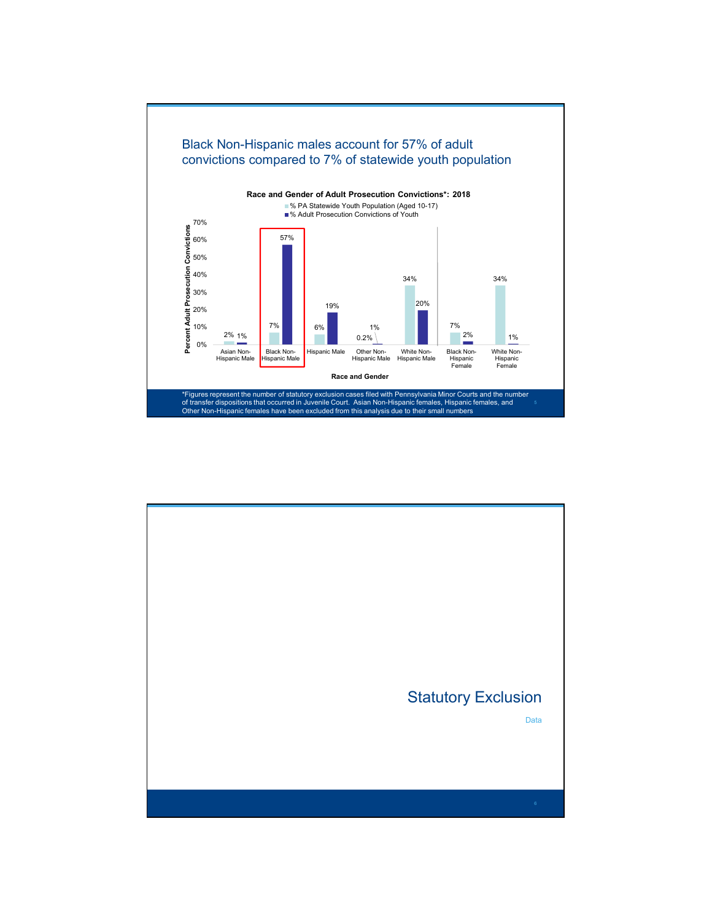## Black Non-Hispanic males account for 57% of adult convictions compared to 7% of statewide youth population

**Race and Gender of Adult Prosecution Convictions*: 2018**

| Race and Gender | % PA Statewide Youth Population (Aged 10-17) | % Adult Prosecution Convictions of Youth |
|---|---|---|
| Asian Non-Hispanic Male | 2% | 1% |
| Black Non-Hispanic Male | 7% | 57% |
| Hispanic Male | 6% | 19% |
| Other Non-Hispanic Male | 0.2% | 1% |
| White Non-Hispanic Male | 34% | 20% |
| Black Non-Hispanic Female | 7% | 2% |
| White Non-Hispanic Female | 34% | 1% |

*Figures represent the number of statutory exclusion cases filed with Pennsylvania Minor Courts and the number of transfer dispositions that occurred in Juvenile Court. Asian Non-Hispanic females, Hispanic females, and Other Non-Hispanic females have been excluded from this analysis due to their small numbers

# Statutory Exclusion

Data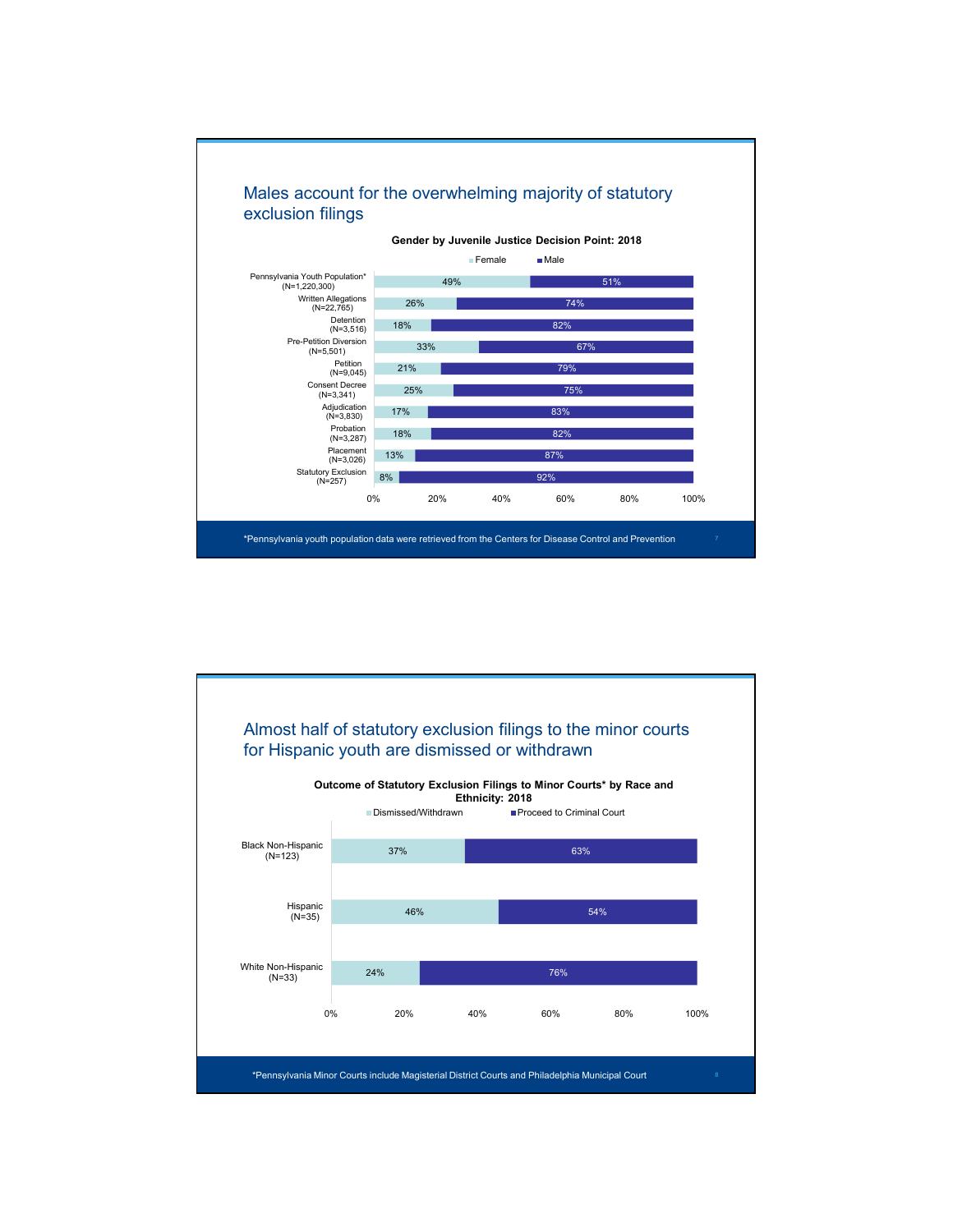## Males account for the overwhelming majority of statutory exclusion filings

**Gender by Juvenile Justice Decision Point: 2018**

| Decision Point | Female | Male |
|---|---|---|
| Pennsylvania Youth Population* (N=1,220,300) | 49% | 51% |
| Written Allegations (N=22,765) | 26% | 74% |
| Detention (N=3,516) | 18% | 82% |
| Pre-Petition Diversion (N=5,501) | 33% | 67% |
| Petition (N=9,045) | 21% | 79% |
| Consent Decree (N=3,341) | 25% | 75% |
| Adjudication (N=3,830) | 17% | 83% |
| Probation (N=3,287) | 18% | 82% |
| Placement (N=3,026) | 13% | 87% |
| Statutory Exclusion (N=257) | 8% | 92% |

*Pennsylvania youth population data were retrieved from the Centers for Disease Control and Prevention

## Almost half of statutory exclusion filings to the minor courts for Hispanic youth are dismissed or withdrawn

**Outcome of Statutory Exclusion Filings to Minor Courts* by Race and Ethnicity: 2018**

| Race/Ethnicity | Dismissed/Withdrawn | Proceed to Criminal Court |
|---|---|---|
| Black Non-Hispanic (N=123) | 37% | 63% |
| Hispanic (N=35) | 46% | 54% |
| White Non-Hispanic (N=33) | 24% | 76% |

*Pennsylvania Minor Courts include Magisterial District Courts and Philadelphia Municipal Court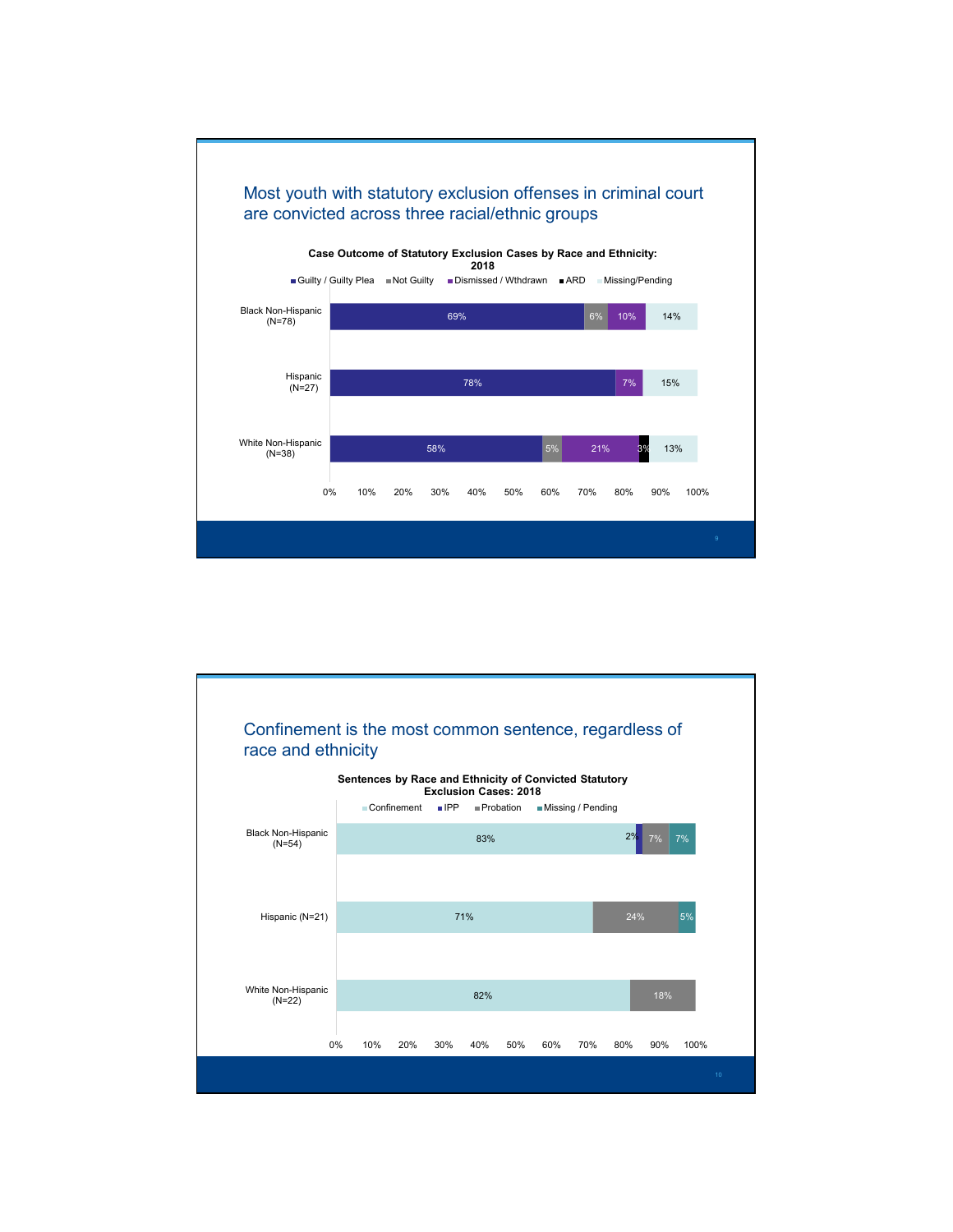## Most youth with statutory exclusion offenses in criminal court are convicted across three racial/ethnic groups

**Case Outcome of Statutory Exclusion Cases by Race and Ethnicity: 2018**

| | Guilty / Guilty Plea | Not Guilty | Dismissed / Wthdrawn | ARD | Missing/Pending |
|---|---|---|---|---|---|
| Black Non-Hispanic (N=78) | 69% | 6% | 10% | | 14% |
| Hispanic (N=27) | 78% | | 7% | | 15% |
| White Non-Hispanic (N=38) | 58% | 5% | 21% | 3% | 13% |

## Confinement is the most common sentence, regardless of race and ethnicity

**Sentences by Race and Ethnicity of Convicted Statutory Exclusion Cases: 2018**

| | Confinement | IPP | Probation | Missing / Pending |
|---|---|---|---|---|
| Black Non-Hispanic (N=54) | 83% | 2% | 7% | 7% |
| Hispanic (N=21) | 71% | | 24% | 5% |
| White Non-Hispanic (N=22) | 82% | | 18% | |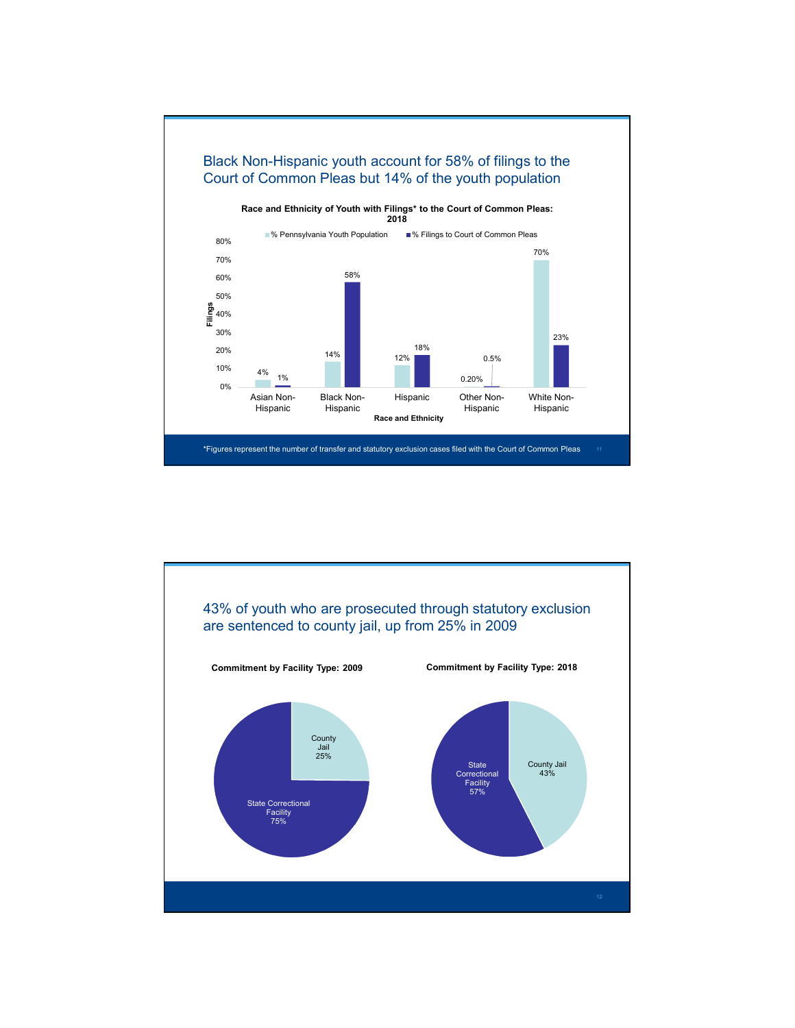## Black Non-Hispanic youth account for 58% of filings to the Court of Common Pleas but 14% of the youth population

**Race and Ethnicity of Youth with Filings* to the Court of Common Pleas: 2018**

| Race and Ethnicity | % Pennsylvania Youth Population | % Filings to Court of Common Pleas |
|---|---|---|
| Asian Non-Hispanic | 4% | 1% |
| Black Non-Hispanic | 14% | 58% |
| Hispanic | 12% | 18% |
| Other Non-Hispanic | 0.20% | 0.5% |
| White Non-Hispanic | 70% | 23% |

*Figures represent the number of transfer and statutory exclusion cases filed with the Court of Common Pleas

## 43% of youth who are prosecuted through statutory exclusion are sentenced to county jail, up from 25% in 2009

**Commitment by Facility Type: 2009**

| Facility Type | Percent |
|---|---|
| County Jail | 25% |
| State Correctional Facility | 75% |

**Commitment by Facility Type: 2018**

| Facility Type | Percent |
|---|---|
| County Jail | 43% |
| State Correctional Facility | 57% |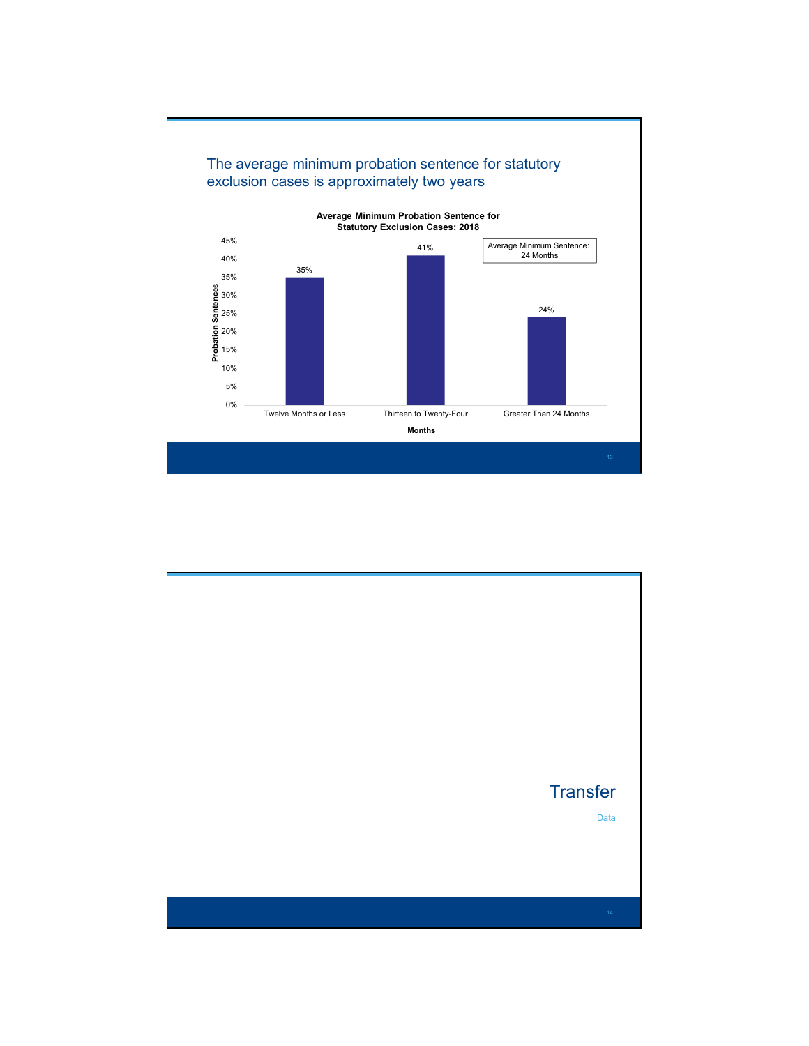## The average minimum probation sentence for statutory exclusion cases is approximately two years

**Average Minimum Probation Sentence for Statutory Exclusion Cases: 2018**

| Months | Probation Sentences |
|---|---|
| Twelve Months or Less | 35% |
| Thirteen to Twenty-Four | 41% |
| Greater Than 24 Months | 24% |

Average Minimum Sentence: 24 Months

## Transfer

Data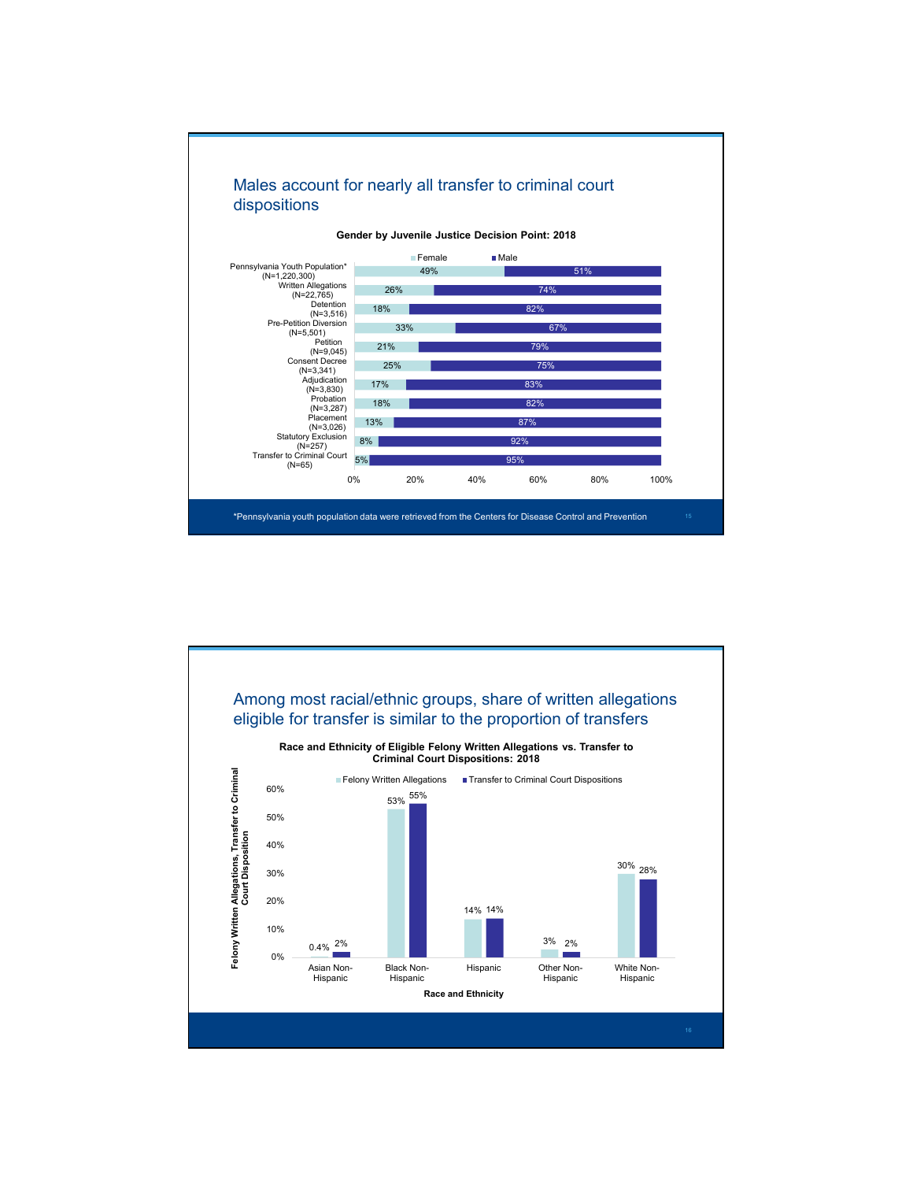## Males account for nearly all transfer to criminal court dispositions

**Gender by Juvenile Justice Decision Point: 2018**

| Decision Point | Female | Male |
| --- | --- | --- |
| Pennsylvania Youth Population* (N=1,220,300) | 49% | 51% |
| Written Allegations (N=22,765) | 26% | 74% |
| Detention (N=3,516) | 18% | 82% |
| Pre-Petition Diversion (N=5,501) | 33% | 67% |
| Petition (N=9,045) | 21% | 79% |
| Consent Decree (N=3,341) | 25% | 75% |
| Adjudication (N=3,830) | 17% | 83% |
| Probation (N=3,287) | 18% | 82% |
| Placement (N=3,026) | 13% | 87% |
| Statutory Exclusion (N=257) | 8% | 92% |
| Transfer to Criminal Court (N=65) | 5% | 95% |

*Pennsylvania youth population data were retrieved from the Centers for Disease Control and Prevention

## Among most racial/ethnic groups, share of written allegations eligible for transfer is similar to the proportion of transfers

**Race and Ethnicity of Eligible Felony Written Allegations vs. Transfer to Criminal Court Dispositions: 2018**

| Race and Ethnicity | Felony Written Allegations | Transfer to Criminal Court Dispositions |
| --- | --- | --- |
| Asian Non-Hispanic | 0.4% | 2% |
| Black Non-Hispanic | 53% | 55% |
| Hispanic | 14% | 14% |
| Other Non-Hispanic | 3% | 2% |
| White Non-Hispanic | 30% | 28% |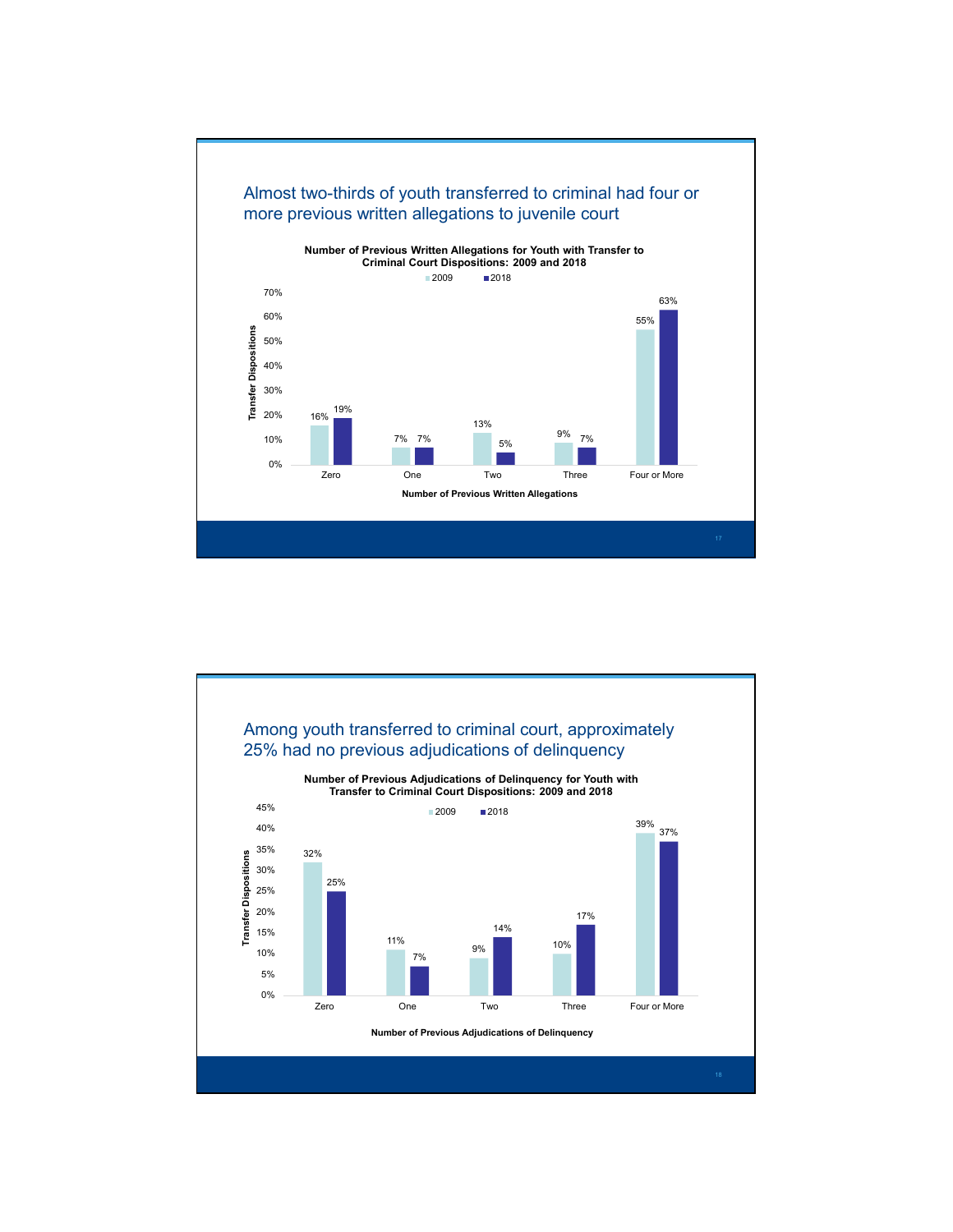## Almost two-thirds of youth transferred to criminal had four or more previous written allegations to juvenile court

**Number of Previous Written Allegations for Youth with Transfer to Criminal Court Dispositions: 2009 and 2018**

| Number of Previous Written Allegations | 2009 | 2018 |
|---|---|---|
| Zero | 16% | 19% |
| One | 7% | 7% |
| Two | 13% | 5% |
| Three | 9% | 7% |
| Four or More | 55% | 63% |

## Among youth transferred to criminal court, approximately 25% had no previous adjudications of delinquency

**Number of Previous Adjudications of Delinquency for Youth with Transfer to Criminal Court Dispositions: 2009 and 2018**

| Number of Previous Adjudications of Delinquency | 2009 | 2018 |
|---|---|---|
| Zero | 32% | 25% |
| One | 11% | 7% |
| Two | 9% | 14% |
| Three | 10% | 17% |
| Four or More | 39% | 37% |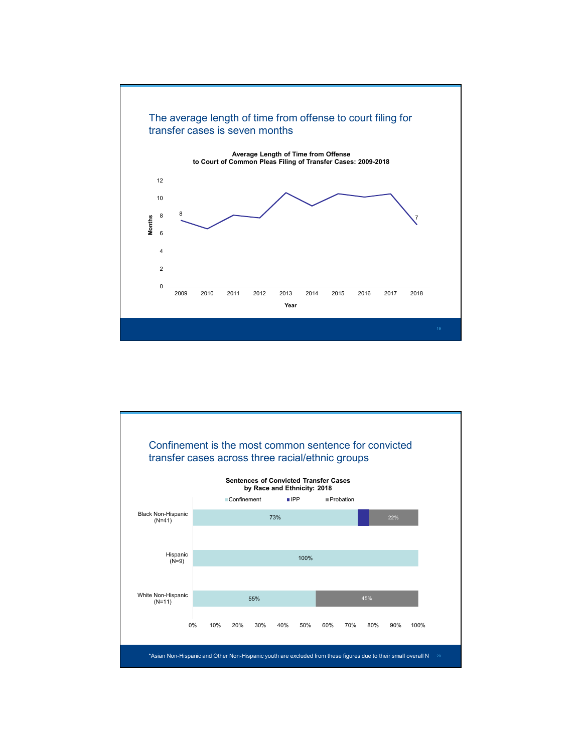## The average length of time from offense to court filing for transfer cases is seven months

**Average Length of Time from Offense to Court of Common Pleas Filing of Transfer Cases: 2009-2018**

| Year | Months |
|---|---|
| 2009 | 8 |
| 2018 | 7 |

## Confinement is the most common sentence for convicted transfer cases across three racial/ethnic groups

**Sentences of Convicted Transfer Cases by Race and Ethnicity: 2018**

| | Confinement | IPP | Probation |
|---|---|---|---|
| Black Non-Hispanic (N=41) | 73% | | 22% |
| Hispanic (N=9) | 100% | | |
| White Non-Hispanic (N=11) | 55% | | 45% |

*Asian Non-Hispanic and Other Non-Hispanic youth are excluded from these figures due to their small overall N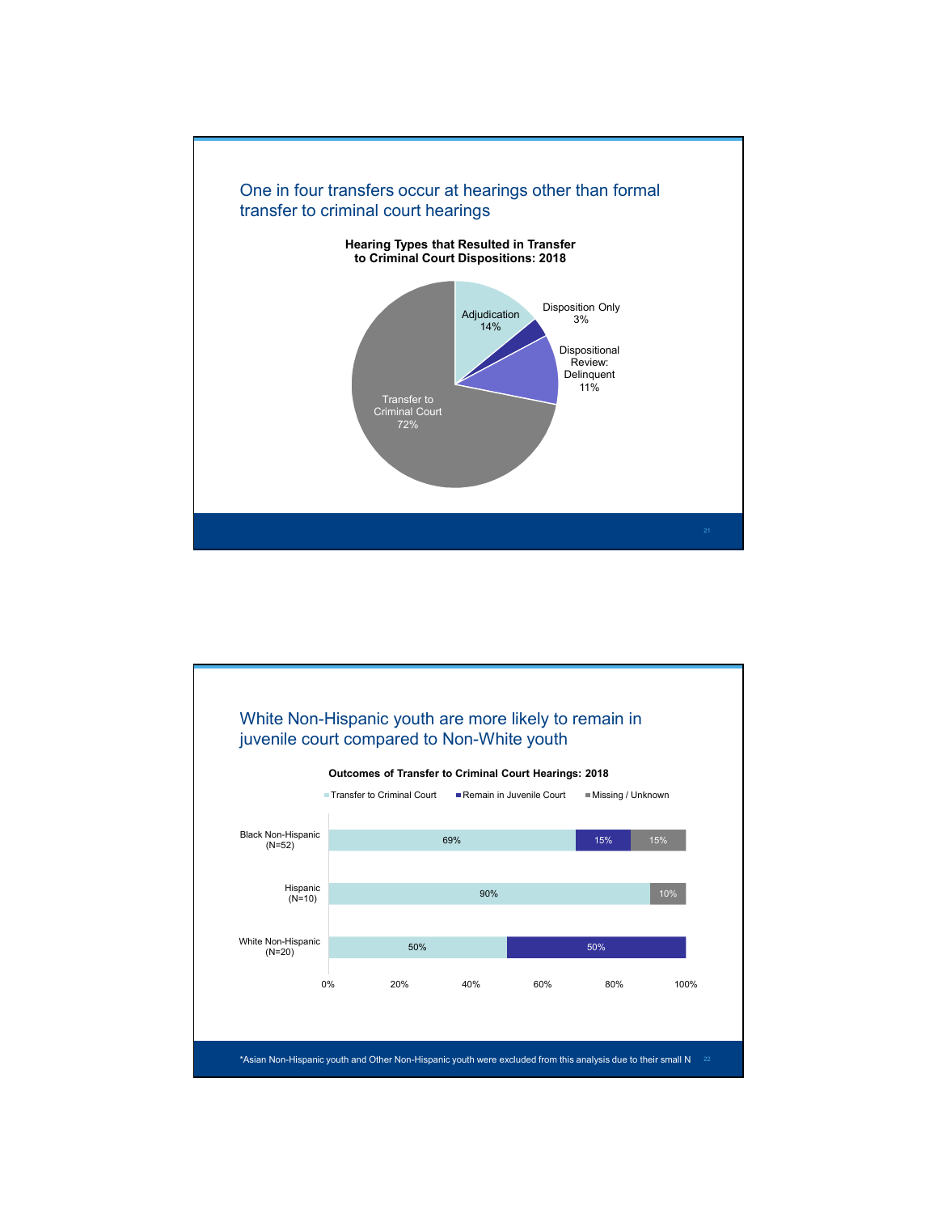## One in four transfers occur at hearings other than formal transfer to criminal court hearings

**Hearing Types that Resulted in Transfer to Criminal Court Dispositions: 2018**

| Hearing Type | Percent |
| --- | --- |
| Adjudication | 14% |
| Disposition Only | 3% |
| Dispositional Review: Delinquent | 11% |
| Transfer to Criminal Court | 72% |

## White Non-Hispanic youth are more likely to remain in juvenile court compared to Non-White youth

**Outcomes of Transfer to Criminal Court Hearings: 2018**

| | Transfer to Criminal Court | Remain in Juvenile Court | Missing / Unknown |
| --- | --- | --- | --- |
| Black Non-Hispanic (N=52) | 69% | 15% | 15% |
| Hispanic (N=10) | 90% | | 10% |
| White Non-Hispanic (N=20) | 50% | 50% | |

*Asian Non-Hispanic youth and Other Non-Hispanic youth were excluded from this analysis due to their small N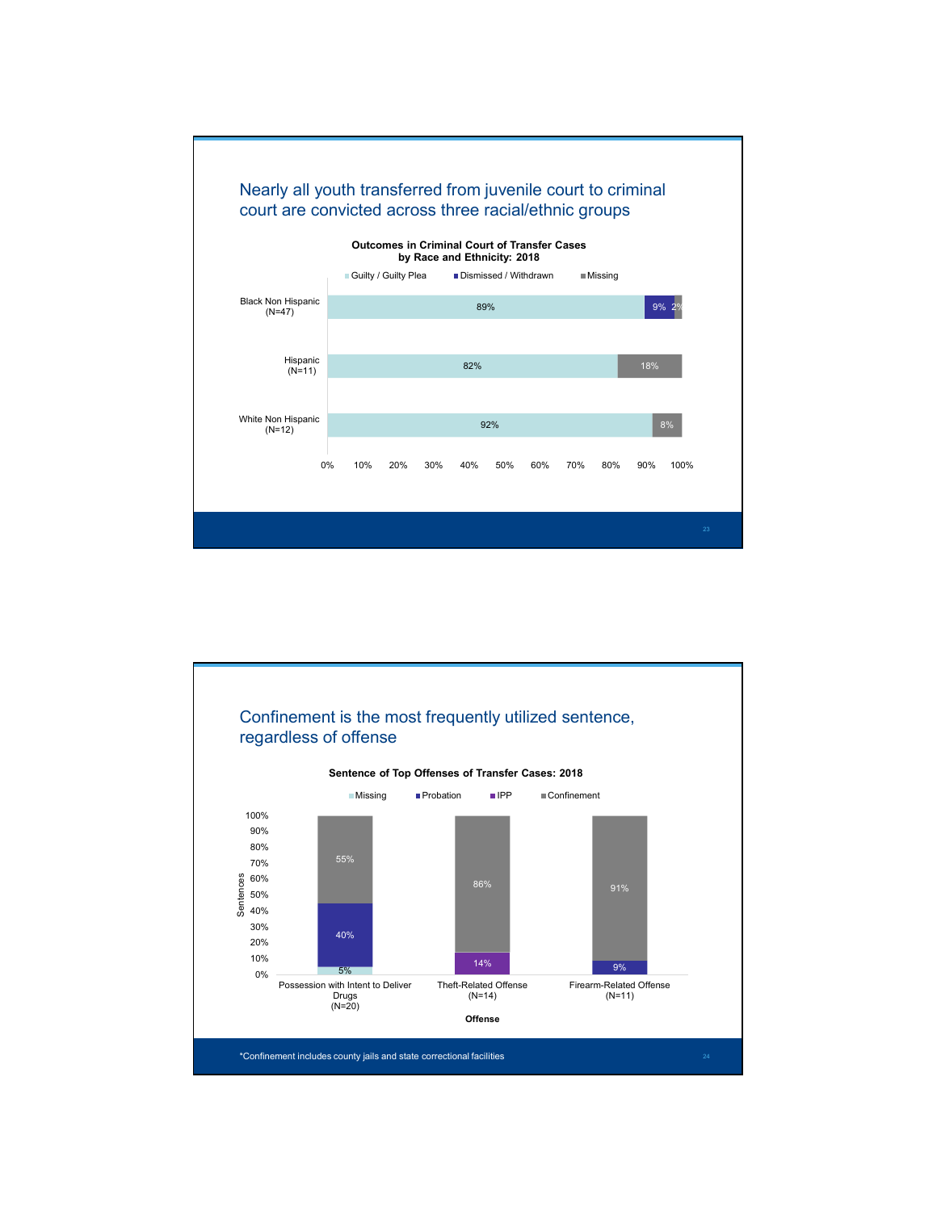## Nearly all youth transferred from juvenile court to criminal court are convicted across three racial/ethnic groups

**Outcomes in Criminal Court of Transfer Cases by Race and Ethnicity: 2018**

| | Guilty / Guilty Plea | Dismissed / Withdrawn | Missing |
|---|---|---|---|
| Black Non Hispanic (N=47) | 89% | 9% | 2% |
| Hispanic (N=11) | 82% | | 18% |
| White Non Hispanic (N=12) | 92% | | 8% |

## Confinement is the most frequently utilized sentence, regardless of offense

**Sentence of Top Offenses of Transfer Cases: 2018**

| Offense | Missing | Probation | IPP | Confinement |
|---|---|---|---|---|
| Possession with Intent to Deliver Drugs (N=20) | 5% | 40% | | 55% |
| Theft-Related Offense (N=14) | | | 14% | 86% |
| Firearm-Related Offense (N=11) | | 9% | | 91% |

*Confinement includes county jails and state correctional facilities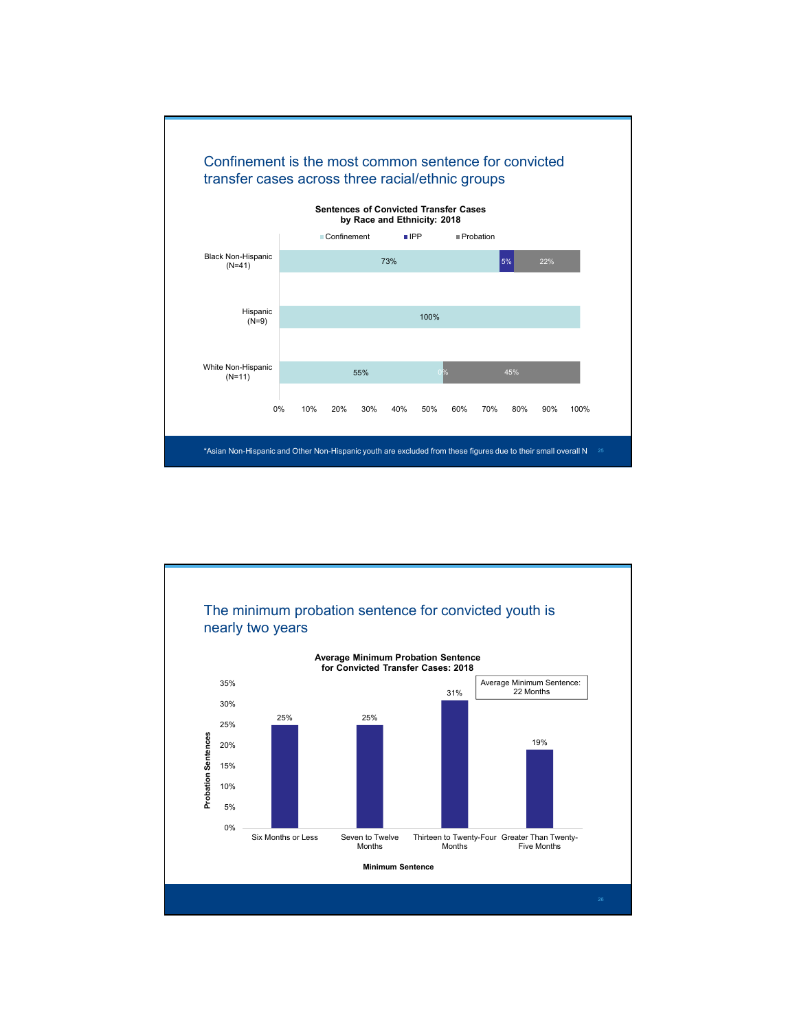## Confinement is the most common sentence for convicted transfer cases across three racial/ethnic groups

**Sentences of Convicted Transfer Cases by Race and Ethnicity: 2018**

Confinement
IPP
Probation

Black Non-Hispanic (N=41)
73%
5%
22%

Hispanic (N=9)
100%

White Non-Hispanic (N=11)
55%
0%
45%

0%
10%
20%
30%
40%
50%
60%
70%
80%
90%
100%

*Asian Non-Hispanic and Other Non-Hispanic youth are excluded from these figures due to their small overall N

## The minimum probation sentence for convicted youth is nearly two years

**Average Minimum Probation Sentence for Convicted Transfer Cases: 2018**

Average Minimum Sentence: 22 Months

Probation Sentences

35%
30%
25%
20%
15%
10%
5%
0%

25%
25%
31%
19%

Six Months or Less
Seven to Twelve Months
Thirteen to Twenty-Four Months
Greater Than Twenty-Five Months

**Minimum Sentence**